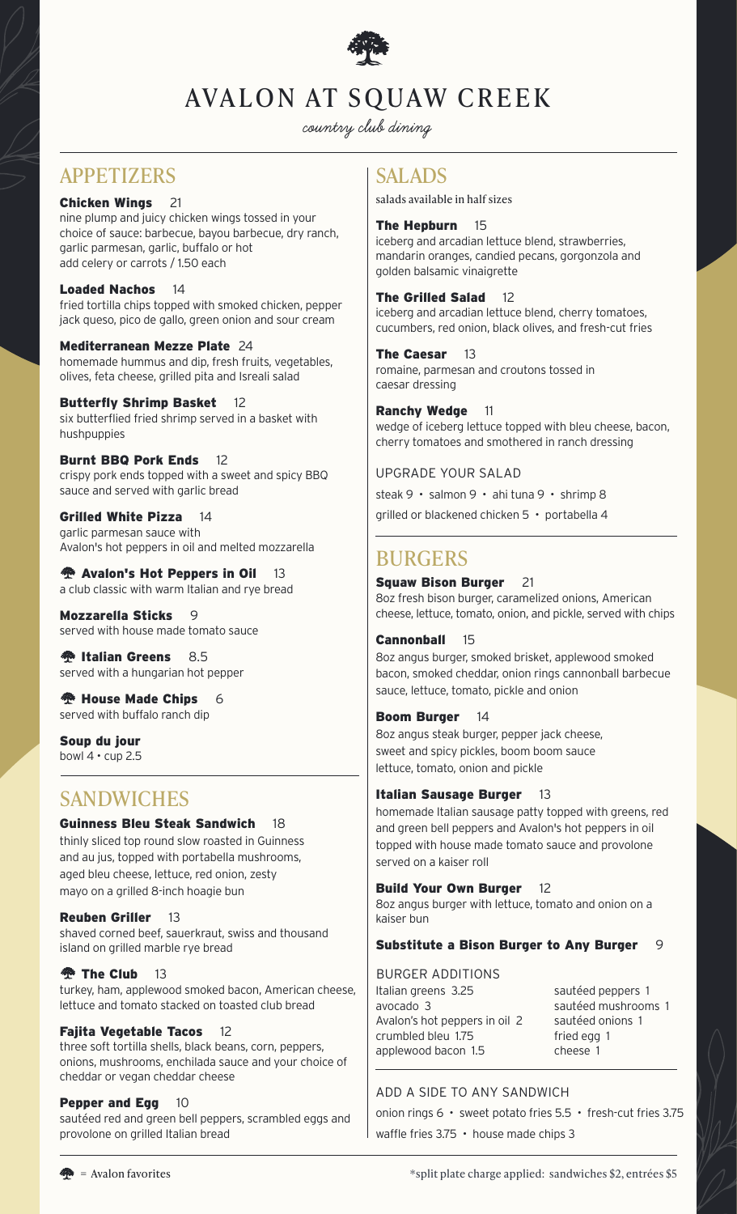# AVALON AT SQUAW CREEK

*country club dining*

## APPETIZERS

**Chicken Wings** 21
nine plump and juicy chicken wings tossed in your choice of sauce: barbecue, bayou barbecue, dry ranch, garlic parmesan, garlic, buffalo or hot
add celery or carrots / 1.50 each

**Loaded Nachos** 14
fried tortilla chips topped with smoked chicken, pepper jack queso, pico de gallo, green onion and sour cream

**Mediterranean Mezze Plate** 24
homemade hummus and dip, fresh fruits, vegetables, olives, feta cheese, grilled pita and Isreali salad

**Butterfly Shrimp Basket** 12
six butterflied fried shrimp served in a basket with hushpuppies

**Burnt BBQ Pork Ends** 12
crispy pork ends topped with a sweet and spicy BBQ sauce and served with garlic bread

**Grilled White Pizza** 14
garlic parmesan sauce with Avalon's hot peppers in oil and melted mozzarella

**Avalon's Hot Peppers in Oil** 13
a club classic with warm Italian and rye bread

**Mozzarella Sticks** 9
served with house made tomato sauce

**Italian Greens** 8.5
served with a hungarian hot pepper

**House Made Chips** 6
served with buffalo ranch dip

**Soup du jour**
bowl 4 • cup 2.5

## SANDWICHES

**Guinness Bleu Steak Sandwich** 18
thinly sliced top round slow roasted in Guinness and au jus, topped with portabella mushrooms, aged bleu cheese, lettuce, red onion, zesty mayo on a grilled 8-inch hoagie bun

**Reuben Griller** 13
shaved corned beef, sauerkraut, swiss and thousand island on grilled marble rye bread

**The Club** 13
turkey, ham, applewood smoked bacon, American cheese, lettuce and tomato stacked on toasted club bread

**Fajita Vegetable Tacos** 12
three soft tortilla shells, black beans, corn, peppers, onions, mushrooms, enchilada sauce and your choice of cheddar or vegan cheddar cheese

**Pepper and Egg** 10
sautéed red and green bell peppers, scrambled eggs and provolone on grilled Italian bread

## SALADS

salads available in half sizes

**The Hepburn** 15
iceberg and arcadian lettuce blend, strawberries, mandarin oranges, candied pecans, gorgonzola and golden balsamic vinaigrette

**The Grilled Salad** 12
iceberg and arcadian lettuce blend, cherry tomatoes, cucumbers, red onion, black olives, and fresh-cut fries

**The Caesar** 13
romaine, parmesan and croutons tossed in caesar dressing

**Ranchy Wedge** 11
wedge of iceberg lettuce topped with bleu cheese, bacon, cherry tomatoes and smothered in ranch dressing

UPGRADE YOUR SALAD

steak 9 • salmon 9 • ahi tuna 9 • shrimp 8
grilled or blackened chicken 5 • portabella 4

## BURGERS

**Squaw Bison Burger** 21
8oz fresh bison burger, caramelized onions, American cheese, lettuce, tomato, onion, and pickle, served with chips

**Cannonball** 15
8oz angus burger, smoked brisket, applewood smoked bacon, smoked cheddar, onion rings cannonball barbecue sauce, lettuce, tomato, pickle and onion

**Boom Burger** 14
8oz angus steak burger, pepper jack cheese, sweet and spicy pickles, boom boom sauce lettuce, tomato, onion and pickle

**Italian Sausage Burger** 13
homemade Italian sausage patty topped with greens, red and green bell peppers and Avalon's hot peppers in oil topped with house made tomato sauce and provolone served on a kaiser roll

**Build Your Own Burger** 12
8oz angus burger with lettuce, tomato and onion on a kaiser bun

**Substitute a Bison Burger to Any Burger** 9

BURGER ADDITIONS

Italian greens 3.25
avocado 3
Avalon's hot peppers in oil 2
crumbled bleu 1.75
applewood bacon 1.5
sautéed peppers 1
sautéed mushrooms 1
sautéed onions 1
fried egg 1
cheese 1

ADD A SIDE TO ANY SANDWICH

onion rings 6 • sweet potato fries 5.5 • fresh-cut fries 3.75
waffle fries 3.75 • house made chips 3

(tree icon) = Avalon favorites

*split plate charge applied: sandwiches $2, entrées $5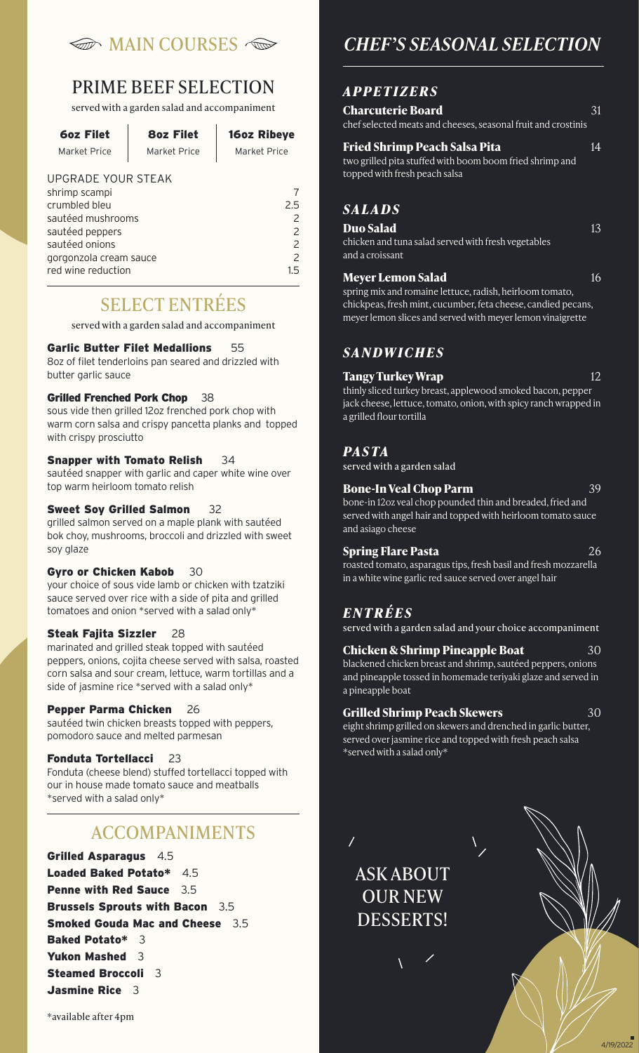# MAIN COURSES

## PRIME BEEF SELECTION

served with a garden salad and accompaniment

| 6oz Filet | 8oz Filet | 16oz Ribeye |
|---|---|---|
| Market Price | Market Price | Market Price |

UPGRADE YOUR STEAK

| | |
|---|---|
| shrimp scampi | 7 |
| crumbled bleu | 2.5 |
| sautéed mushrooms | 2 |
| sautéed peppers | 2 |
| sautéed onions | 2 |
| gorgonzola cream sauce | 2 |
| red wine reduction | 1.5 |

## SELECT ENTRÉES

served with a garden salad and accompaniment

**Garlic Butter Filet Medallions** 55
8oz of filet tenderloins pan seared and drizzled with butter garlic sauce

**Grilled Frenched Pork Chop** 38
sous vide then grilled 12oz frenched pork chop with warm corn salsa and crispy pancetta planks and topped with crispy prosciutto

**Snapper with Tomato Relish** 34
sautéed snapper with garlic and caper white wine over top warm heirloom tomato relish

**Sweet Soy Grilled Salmon** 32
grilled salmon served on a maple plank with sautéed bok choy, mushrooms, broccoli and drizzled with sweet soy glaze

**Gyro or Chicken Kabob** 30
your choice of sous vide lamb or chicken with tzatziki sauce served over rice with a side of pita and grilled tomatoes and onion *served with a salad only*

**Steak Fajita Sizzler** 28
marinated and grilled steak topped with sautéed peppers, onions, cojita cheese served with salsa, roasted corn salsa and sour cream, lettuce, warm tortillas and a side of jasmine rice *served with a salad only*

**Pepper Parma Chicken** 26
sautéed twin chicken breasts topped with peppers, pomodoro sauce and melted parmesan

**Fonduta Tortellacci** 23
Fonduta (cheese blend) stuffed tortellacci topped with our in house made tomato sauce and meatballs *served with a salad only*

## ACCOMPANIMENTS

**Grilled Asparagus** 4.5
**Loaded Baked Potato*** 4.5
**Penne with Red Sauce** 3.5
**Brussels Sprouts with Bacon** 3.5
**Smoked Gouda Mac and Cheese** 3.5
**Baked Potato*** 3
**Yukon Mashed** 3
**Steamed Broccoli** 3
**Jasmine Rice** 3

*available after 4pm

# *CHEF'S SEASONAL SELECTION*

## *APPETIZERS*

**Charcuterie Board** 31
chef selected meats and cheeses, seasonal fruit and crostinis

**Fried Shrimp Peach Salsa Pita** 14
two grilled pita stuffed with boom boom fried shrimp and topped with fresh peach salsa

## *SALADS*

**Duo Salad** 13
chicken and tuna salad served with fresh vegetables and a croissant

**Meyer Lemon Salad** 16
spring mix and romaine lettuce, radish, heirloom tomato, chickpeas, fresh mint, cucumber, feta cheese, candied pecans, meyer lemon slices and served with meyer lemon vinaigrette

## *SANDWICHES*

**Tangy Turkey Wrap** 12
thinly sliced turkey breast, applewood smoked bacon, pepper jack cheese, lettuce, tomato, onion, with spicy ranch wrapped in a grilled flour tortilla

## *PASTA*

served with a garden salad

**Bone-In Veal Chop Parm** 39
bone-in 12oz veal chop pounded thin and breaded, fried and served with angel hair and topped with heirloom tomato sauce and asiago cheese

**Spring Flare Pasta** 26
roasted tomato, asparagus tips, fresh basil and fresh mozzarella in a white wine garlic red sauce served over angel hair

## *ENTRÉES*

served with a garden salad and your choice accompaniment

**Chicken & Shrimp Pineapple Boat** 30
blackened chicken breast and shrimp, sautéed peppers, onions and pineapple tossed in homemade teriyaki glaze and served in a pineapple boat

**Grilled Shrimp Peach Skewers** 30
eight shrimp grilled on skewers and drenched in garlic butter, served over jasmine rice and topped with fresh peach salsa *served with a salad only*

ASK ABOUT OUR NEW DESSERTS!

4/19/2022